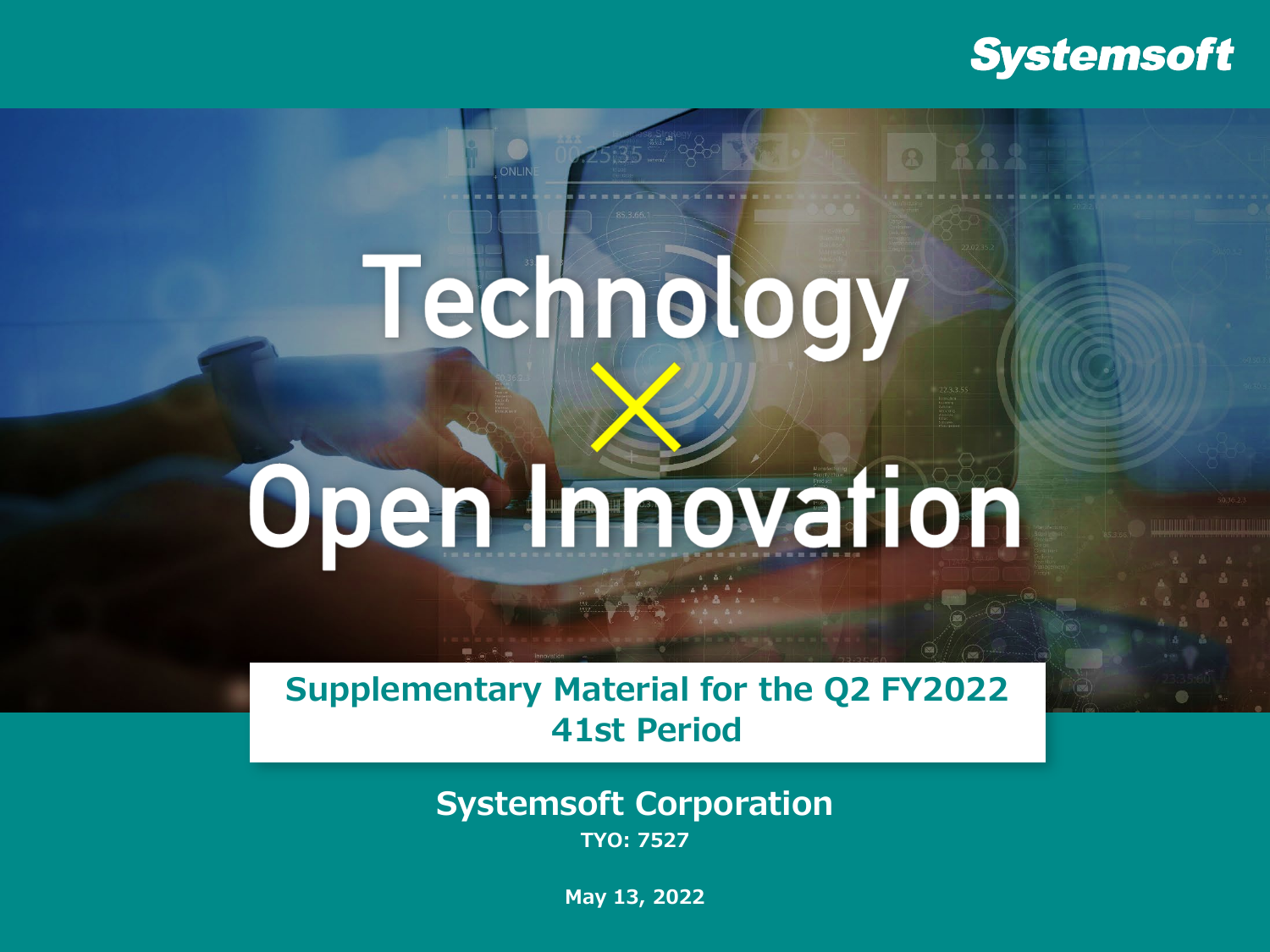Systemsoft

# Technology × Open Innovation

## Supplementary Material for the Q2 FY2022 41st Period

**Systemsoft Corporation**

**TYO: 7527**

**May 13, 2022**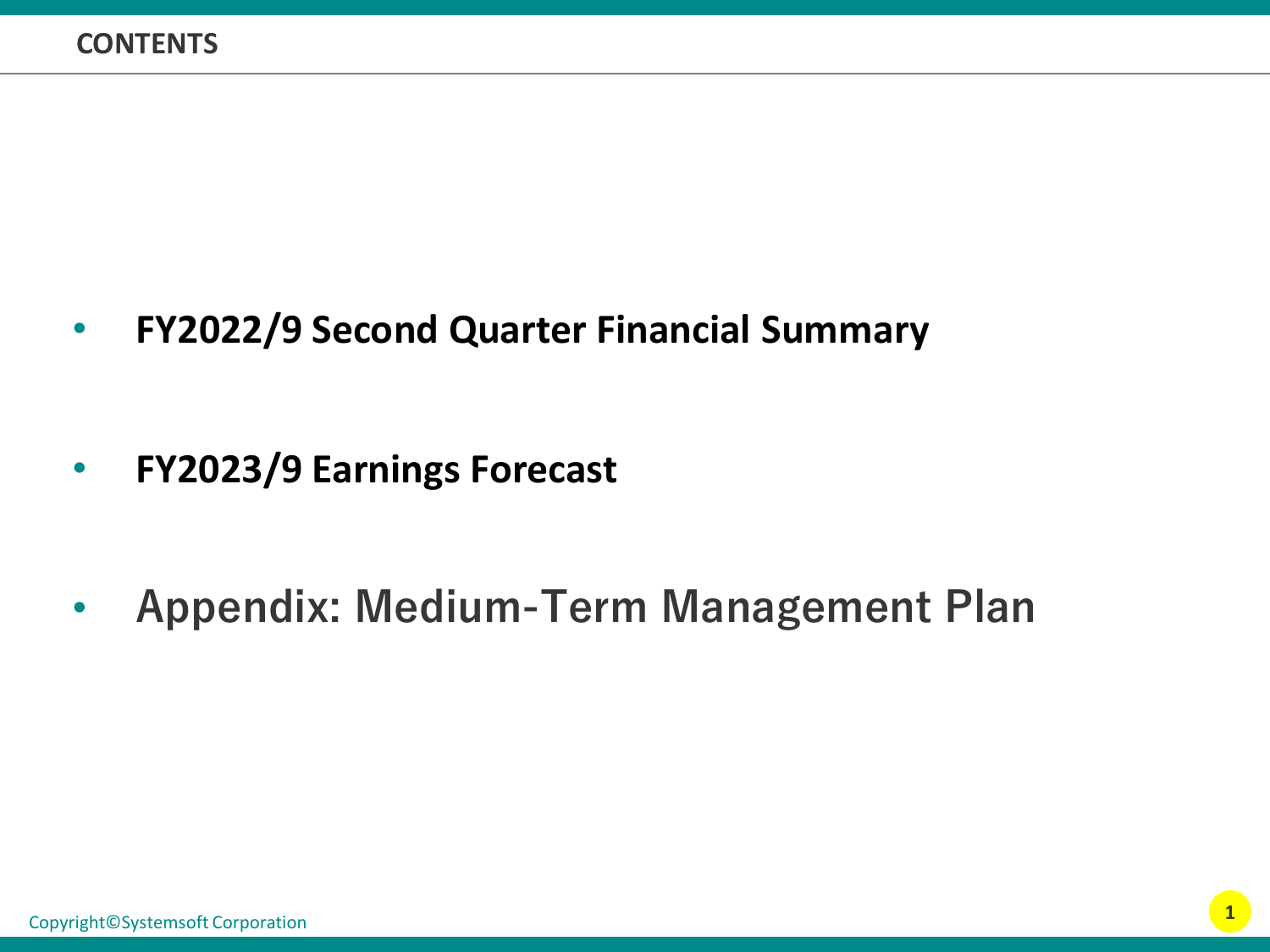# CONTENTS

- **FY2022/9 Second Quarter Financial Summary**

- **FY2023/9 Earnings Forecast**

- **Appendix: Medium-Term Management Plan**

Copyright©Systemsoft Corporation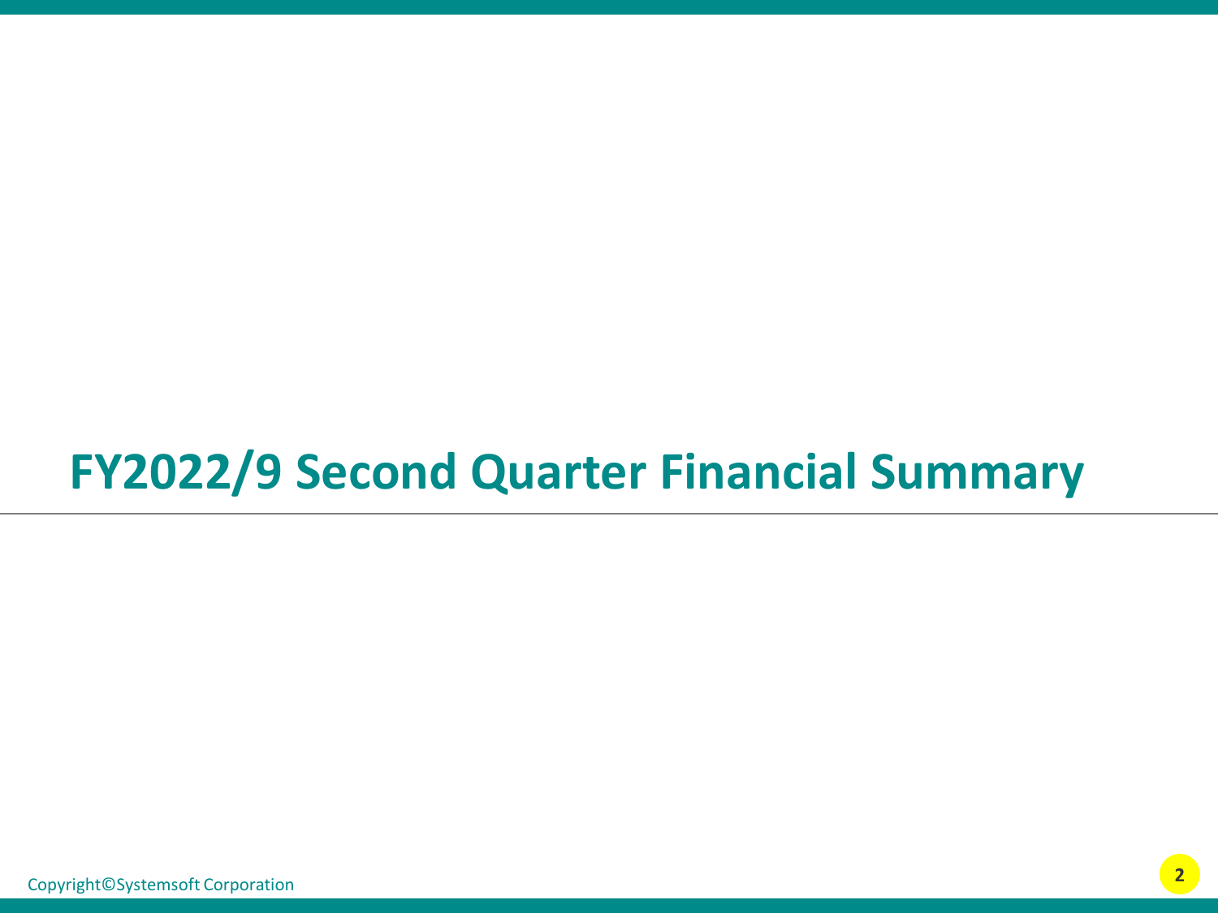# FY2022/9 Second Quarter Financial Summary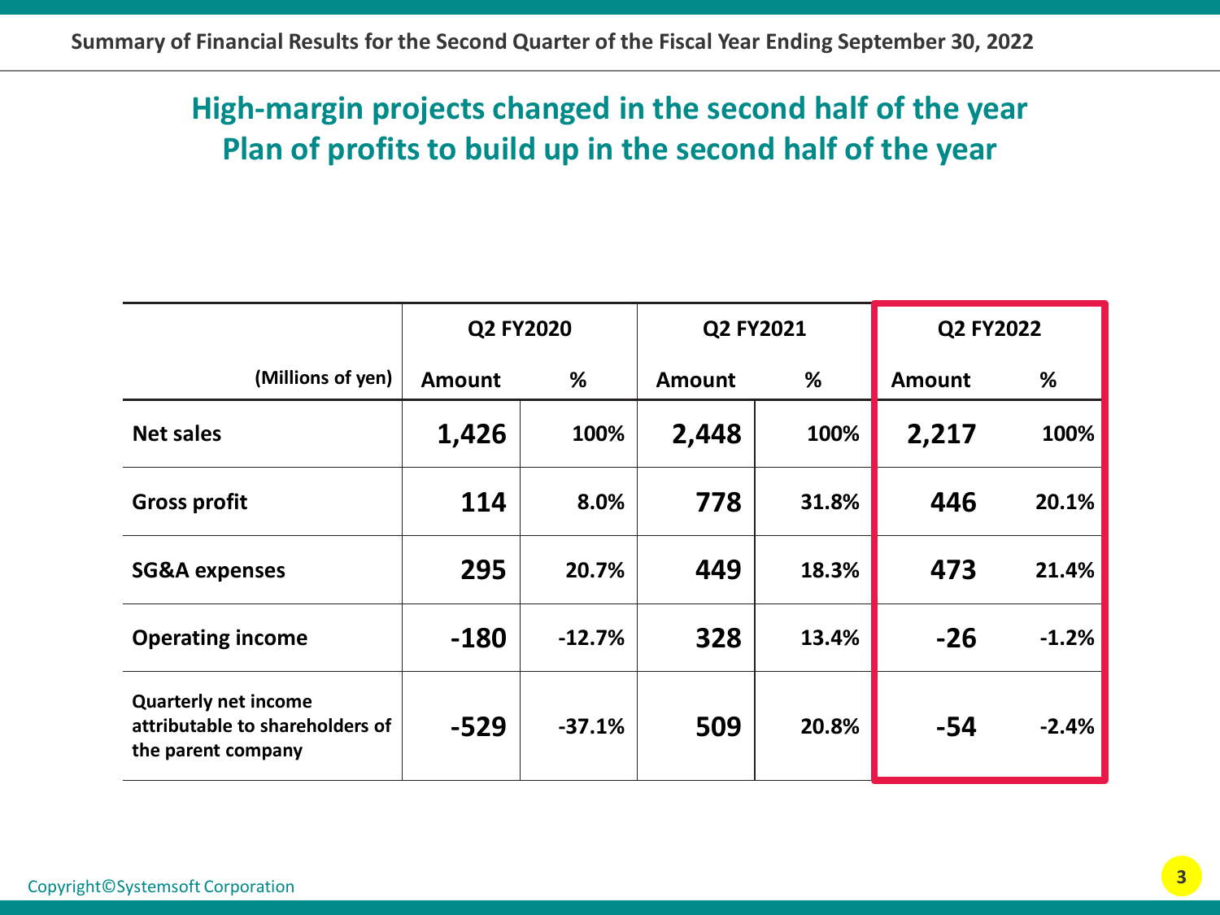## Summary of Financial Results for the Second Quarter of the Fiscal Year Ending September 30, 2022

# High-margin projects changed in the second half of the year
# Plan of profits to build up in the second half of the year

| | Q2 FY2020 | | Q2 FY2021 | | Q2 FY2022 | |
|---|---|---|---|---|---|---|
| (Millions of yen) | Amount | % | Amount | % | Amount | % |
| Net sales | 1,426 | 100% | 2,448 | 100% | 2,217 | 100% |
| Gross profit | 114 | 8.0% | 778 | 31.8% | 446 | 20.1% |
| SG&A expenses | 295 | 20.7% | 449 | 18.3% | 473 | 21.4% |
| Operating income | -180 | -12.7% | 328 | 13.4% | -26 | -1.2% |
| Quarterly net income attributable to shareholders of the parent company | -529 | -37.1% | 509 | 20.8% | -54 | -2.4% |

Copyright©Systemsoft Corporation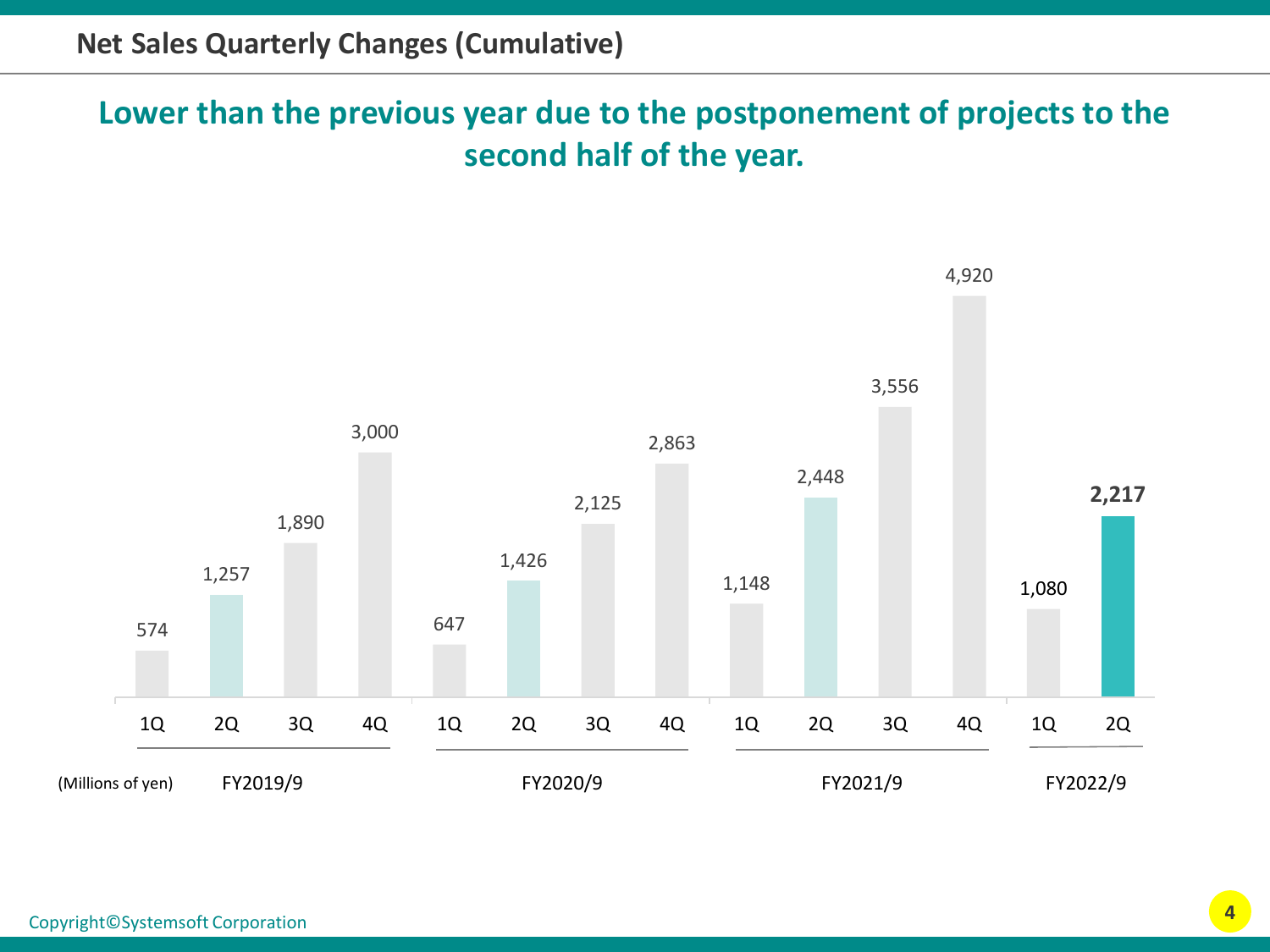## Net Sales Quarterly Changes (Cumulative)

### Lower than the previous year due to the postponement of projects to the second half of the year.

(Millions of yen)

| Fiscal Year | 1Q | 2Q | 3Q | 4Q |
| --- | --- | --- | --- | --- |
| FY2019/9 | 574 | 1,257 | 1,890 | 3,000 |
| FY2020/9 | 647 | 1,426 | 2,125 | 2,863 |
| FY2021/9 | 1,148 | 2,448 | 3,556 | 4,920 |
| FY2022/9 | 1,080 | **2,217** | | |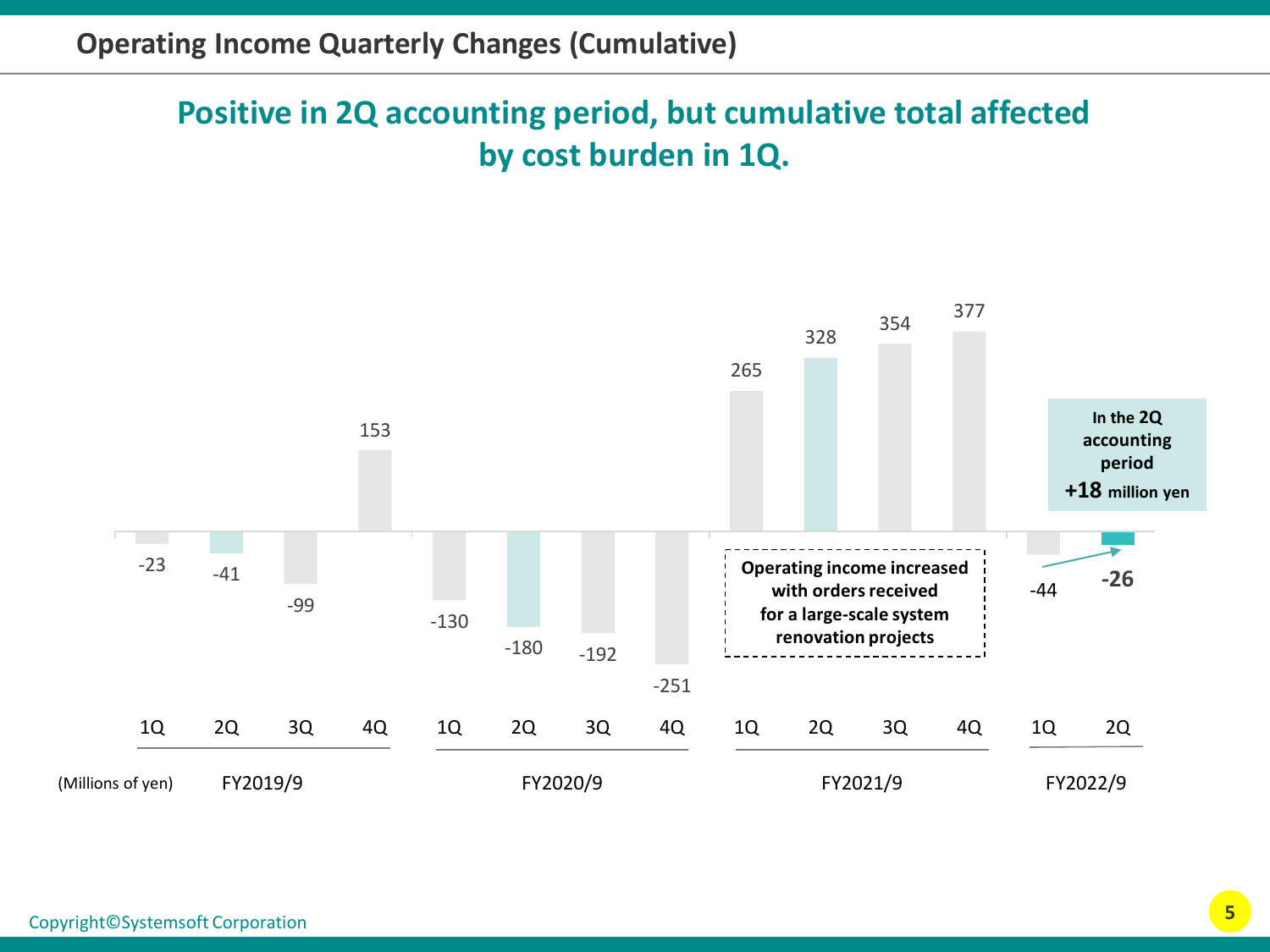## Operating Income Quarterly Changes (Cumulative)

**Positive in 2Q accounting period, but cumulative total affected by cost burden in 1Q.**

(Millions of yen)

| Fiscal Year | 1Q | 2Q | 3Q | 4Q |
|---|---|---|---|---|
| FY2019/9 | -23 | -41 | -99 | 153 |
| FY2020/9 | -130 | -180 | -192 | -251 |
| FY2021/9 | 265 | 328 | 354 | 377 |
| FY2022/9 | -44 | **-26** | | |

**Operating income increased with orders received for a large-scale system renovation projects**

**In the 2Q accounting period +18 million yen**

Copyright©Systemsoft Corporation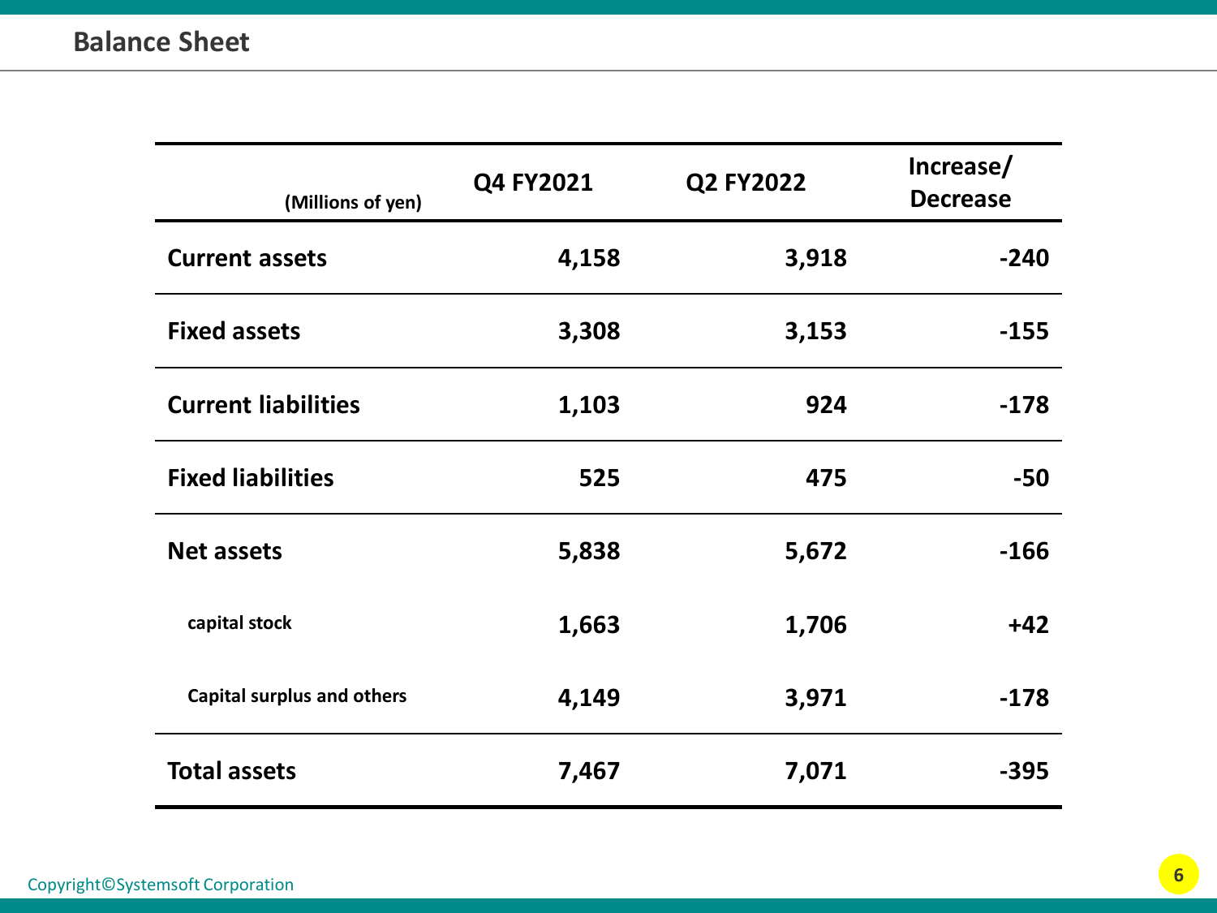## Balance Sheet

| (Millions of yen) | Q4 FY2021 | Q2 FY2022 | Increase/ Decrease |
|---|---|---|---|
| **Current assets** | 4,158 | 3,918 | -240 |
| **Fixed assets** | 3,308 | 3,153 | -155 |
| **Current liabilities** | 1,103 | 924 | -178 |
| **Fixed liabilities** | 525 | 475 | -50 |
| **Net assets** | 5,838 | 5,672 | -166 |
| capital stock | 1,663 | 1,706 | +42 |
| Capital surplus and others | 4,149 | 3,971 | -178 |
| **Total assets** | 7,467 | 7,071 | -395 |

Copyright©Systemsoft Corporation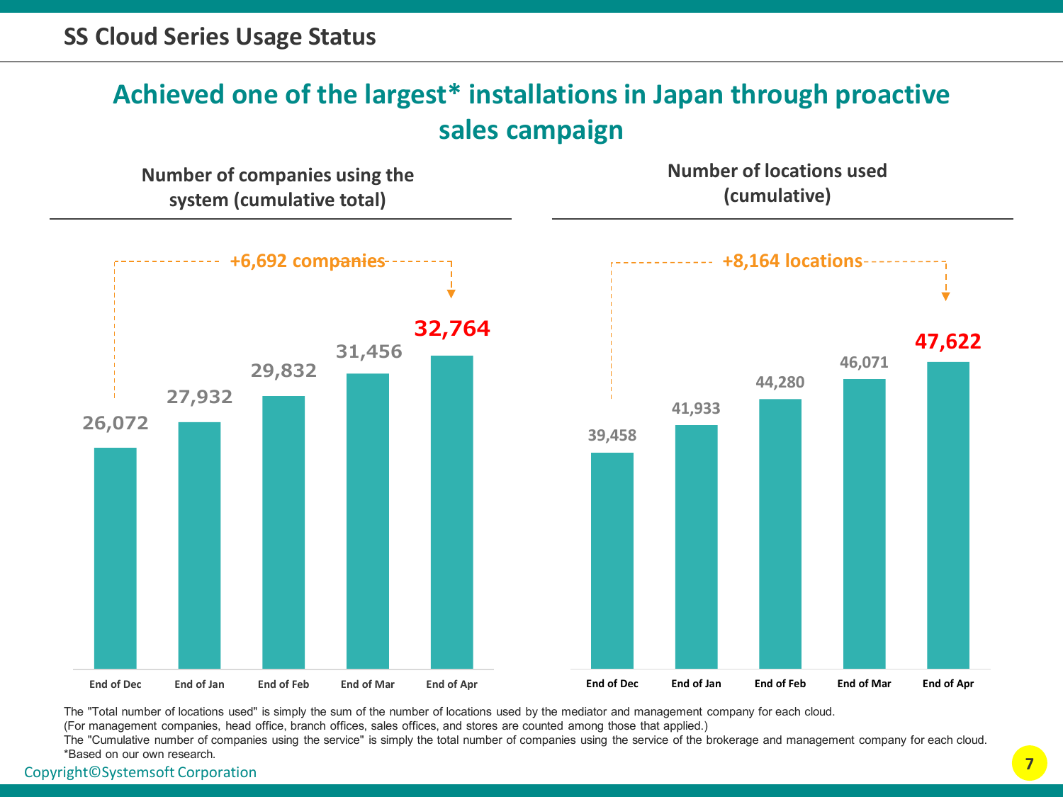# SS Cloud Series Usage Status

## Achieved one of the largest* installations in Japan through proactive sales campaign

### Number of companies using the system (cumulative total)

+6,692 companies

| End of Dec | End of Jan | End of Feb | End of Mar | End of Apr |
|---|---|---|---|---|
| 26,072 | 27,932 | 29,832 | 31,456 | 32,764 |

### Number of locations used (cumulative)

+8,164 locations

| End of Dec | End of Jan | End of Feb | End of Mar | End of Apr |
|---|---|---|---|---|
| 39,458 | 41,933 | 44,280 | 46,071 | 47,622 |

The "Total number of locations used" is simply the sum of the number of locations used by the mediator and management company for each cloud.
(For management companies, head office, branch offices, sales offices, and stores are counted among those that applied.)
The "Cumulative number of companies using the service" is simply the total number of companies using the service of the brokerage and management company for each cloud.
*Based on our own research.

Copyright©Systemsoft Corporation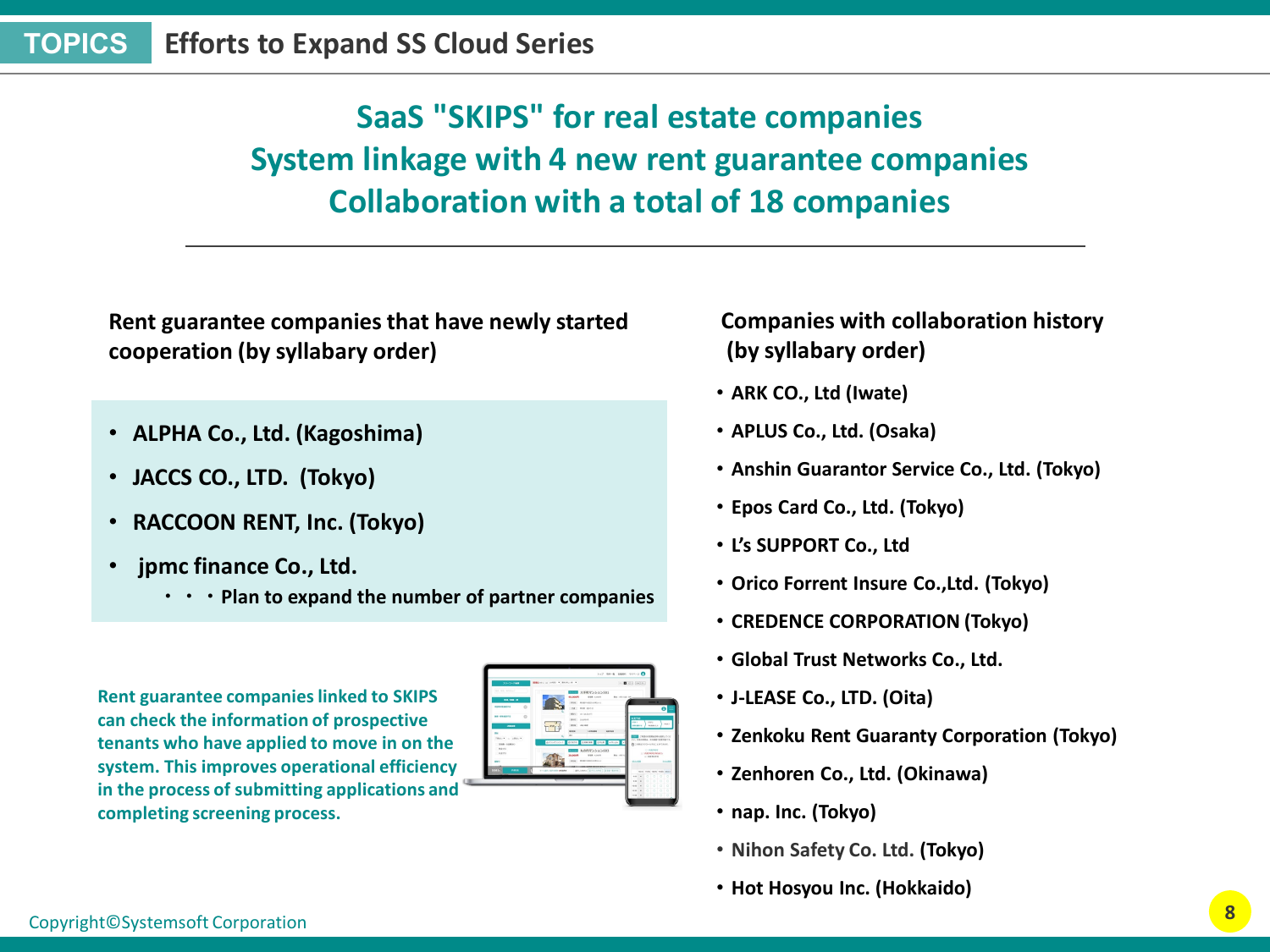# TOPICS Efforts to Expand SS Cloud Series

## SaaS "SKIPS" for real estate companies
## System linkage with 4 new rent guarantee companies
## Collaboration with a total of 18 companies

**Rent guarantee companies that have newly started cooperation (by syllabary order)**

- **ALPHA Co., Ltd. (Kagoshima)**
- **JACCS CO., LTD. (Tokyo)**
- **RACCOON RENT, Inc. (Tokyo)**
- **jpmc finance Co., Ltd.**

  ・・・**Plan to expand the number of partner companies**

**Rent guarantee companies linked to SKIPS can check the information of prospective tenants who have applied to move in on the system. This improves operational efficiency in the process of submitting applications and completing screening process.**

**Companies with collaboration history (by syllabary order)**

- **ARK CO., Ltd (Iwate)**
- **APLUS Co., Ltd. (Osaka)**
- **Anshin Guarantor Service Co., Ltd. (Tokyo)**
- **Epos Card Co., Ltd. (Tokyo)**
- **L's SUPPORT Co., Ltd**
- **Orico Forrent Insure Co.,Ltd. (Tokyo)**
- **CREDENCE CORPORATION (Tokyo)**
- **Global Trust Networks Co., Ltd.**
- **J-LEASE Co., LTD. (Oita)**
- **Zenkoku Rent Guaranty Corporation (Tokyo)**
- **Zenhoren Co., Ltd. (Okinawa)**
- **nap. Inc. (Tokyo)**
- Nihon Safety Co. Ltd. **(Tokyo)**
- **Hot Hosyou Inc. (Hokkaido)**

Copyright©Systemsoft Corporation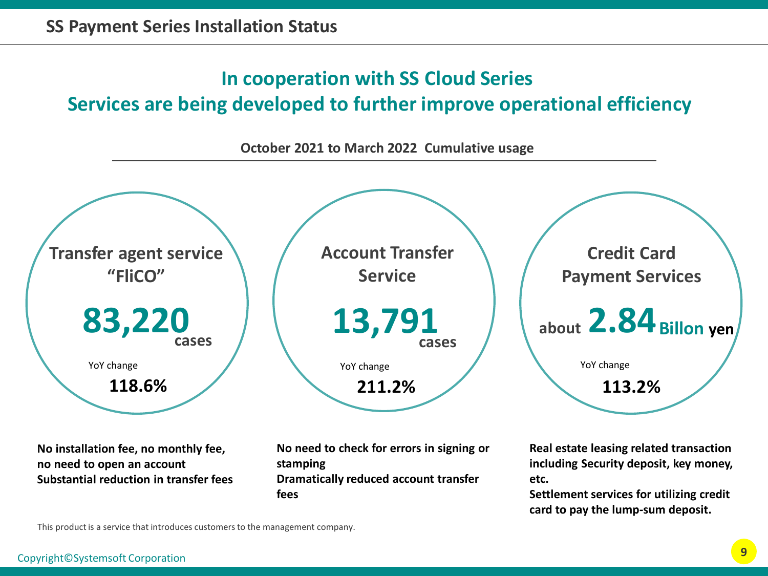# SS Payment Series Installation Status

## In cooperation with SS Cloud Series
## Services are being developed to further improve operational efficiency

**October 2021 to March 2022 Cumulative usage**

### Transfer agent service "FliCO"

**83,220** cases

YoY change
**118.6%**

**No installation fee, no monthly fee, no need to open an account**
**Substantial reduction in transfer fees**

### Account Transfer Service

**13,791** cases

YoY change
**211.2%**

**No need to check for errors in signing or stamping**
**Dramatically reduced account transfer fees**

### Credit Card Payment Services

about **2.84** Billon yen

YoY change
**113.2%**

**Real estate leasing related transaction including Security deposit, key money, etc.**
**Settlement services for utilizing credit card to pay the lump-sum deposit.**

This product is a service that introduces customers to the management company.

Copyright©Systemsoft Corporation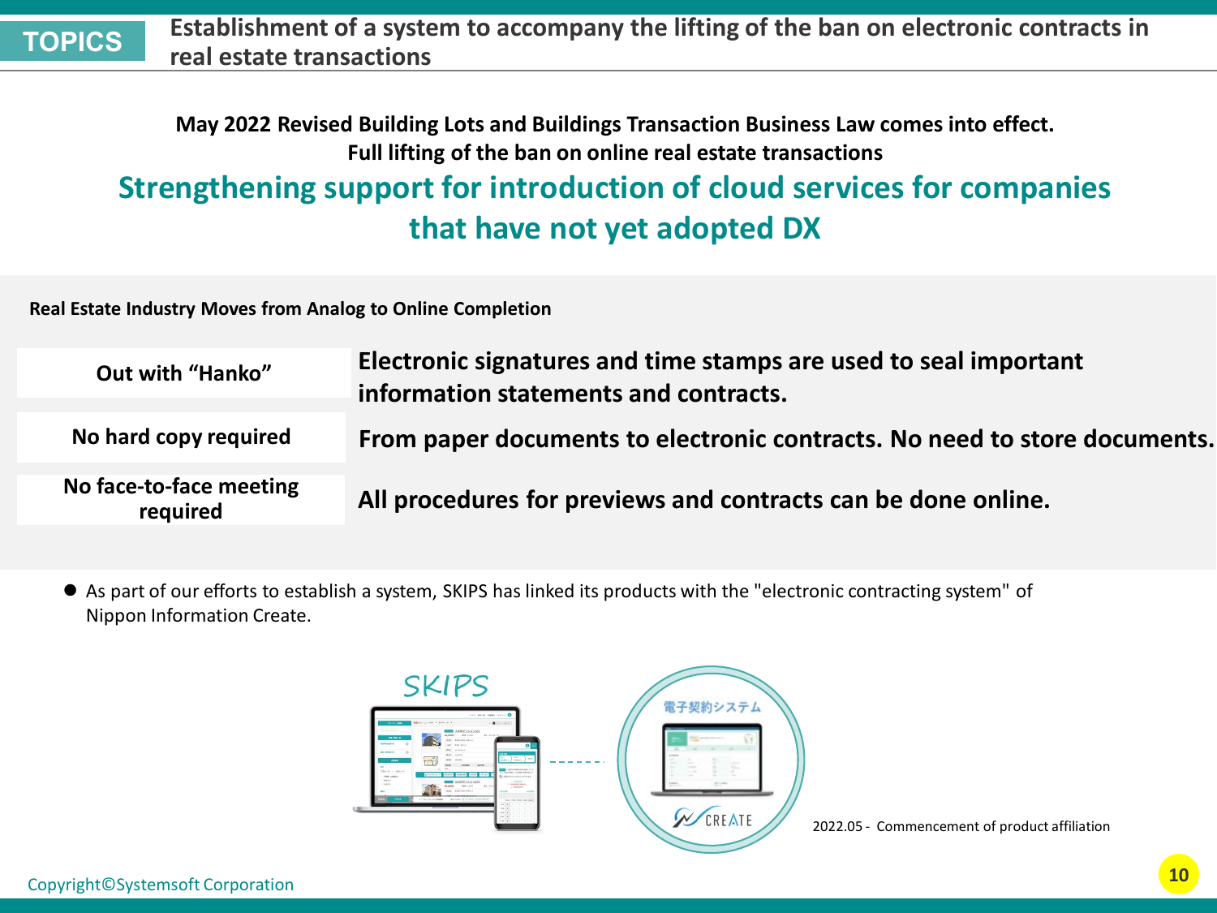# TOPICS

## Establishment of a system to accompany the lifting of the ban on electronic contracts in real estate transactions

**May 2022 Revised Building Lots and Buildings Transaction Business Law comes into effect.**
**Full lifting of the ban on online real estate transactions**

## Strengthening support for introduction of cloud services for companies that have not yet adopted DX

**Real Estate Industry Moves from Analog to Online Completion**

| | |
|---|---|
| Out with "Hanko" | **Electronic signatures and time stamps are used to seal important information statements and contracts.** |
| No hard copy required | **From paper documents to electronic contracts. No need to store documents.** |
| No face-to-face meeting required | **All procedures for previews and contracts can be done online.** |

- As part of our efforts to establish a system, SKIPS has linked its products with the "electronic contracting system" of Nippon Information Create.

SKIPS

電子契約システム

CREATE

2022.05 - Commencement of product affiliation

Copyright©Systemsoft Corporation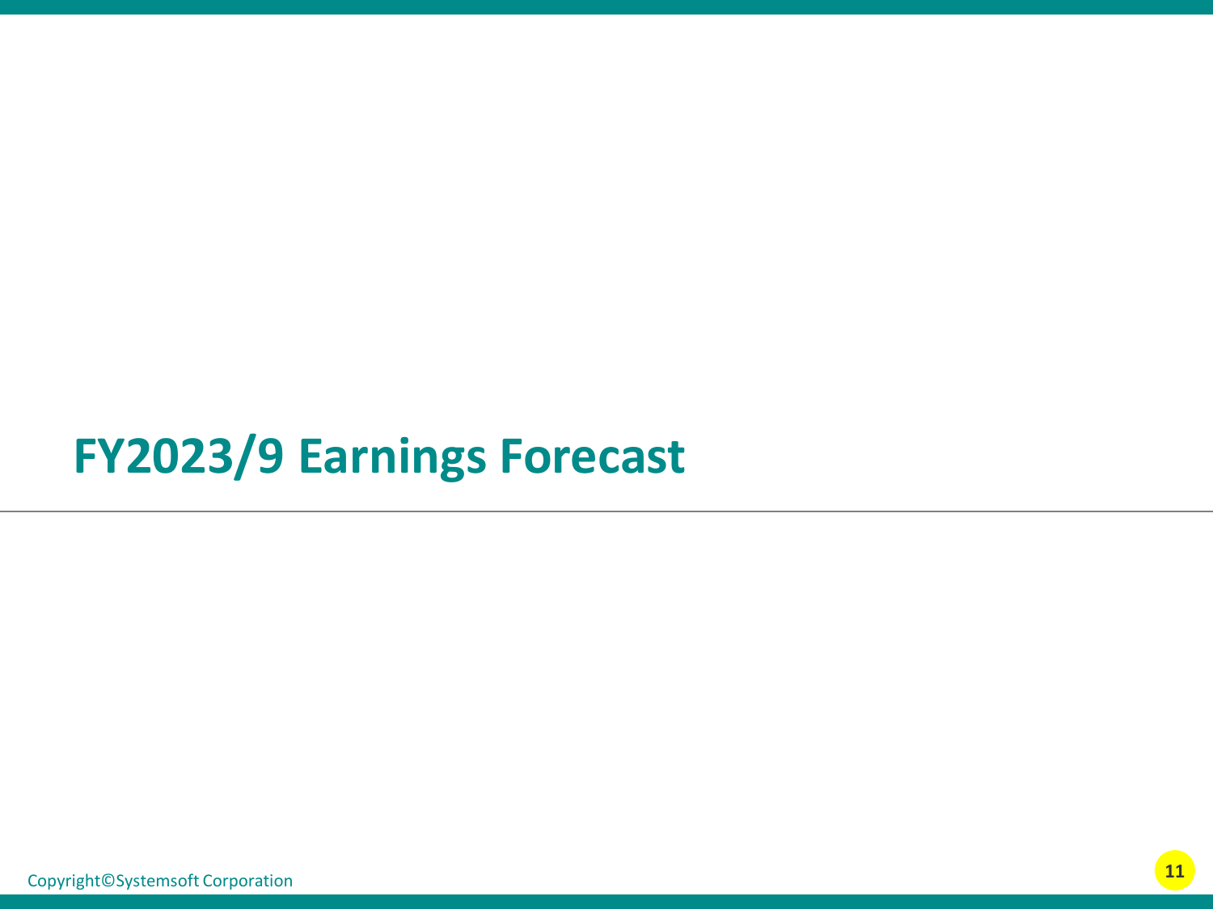# FY2023/9 Earnings Forecast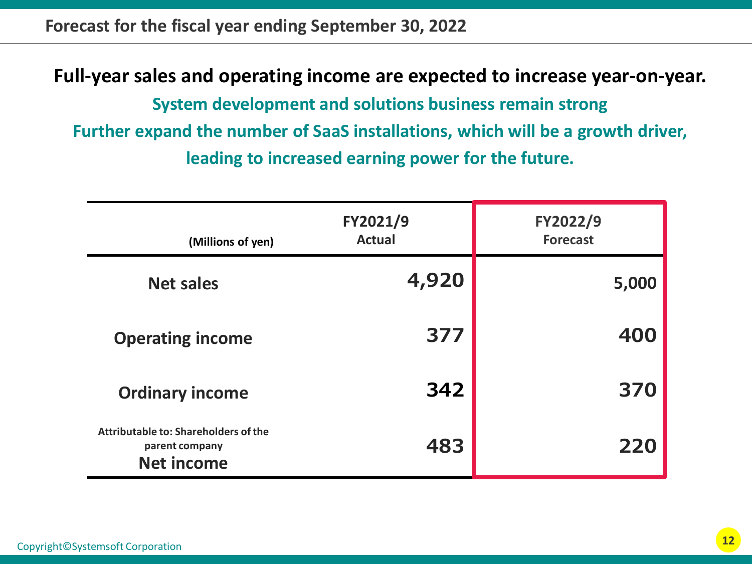# Forecast for the fiscal year ending September 30, 2022

**Full-year sales and operating income are expected to increase year-on-year.**

**System development and solutions business remain strong**

**Further expand the number of SaaS installations, which will be a growth driver, leading to increased earning power for the future.**

| (Millions of yen) | FY2021/9 Actual | FY2022/9 Forecast |
|---|---|---|
| Net sales | 4,920 | 5,000 |
| Operating income | 377 | 400 |
| Ordinary income | 342 | 370 |
| Attributable to: Shareholders of the parent company Net income | 483 | 220 |

Copyright©Systemsoft Corporation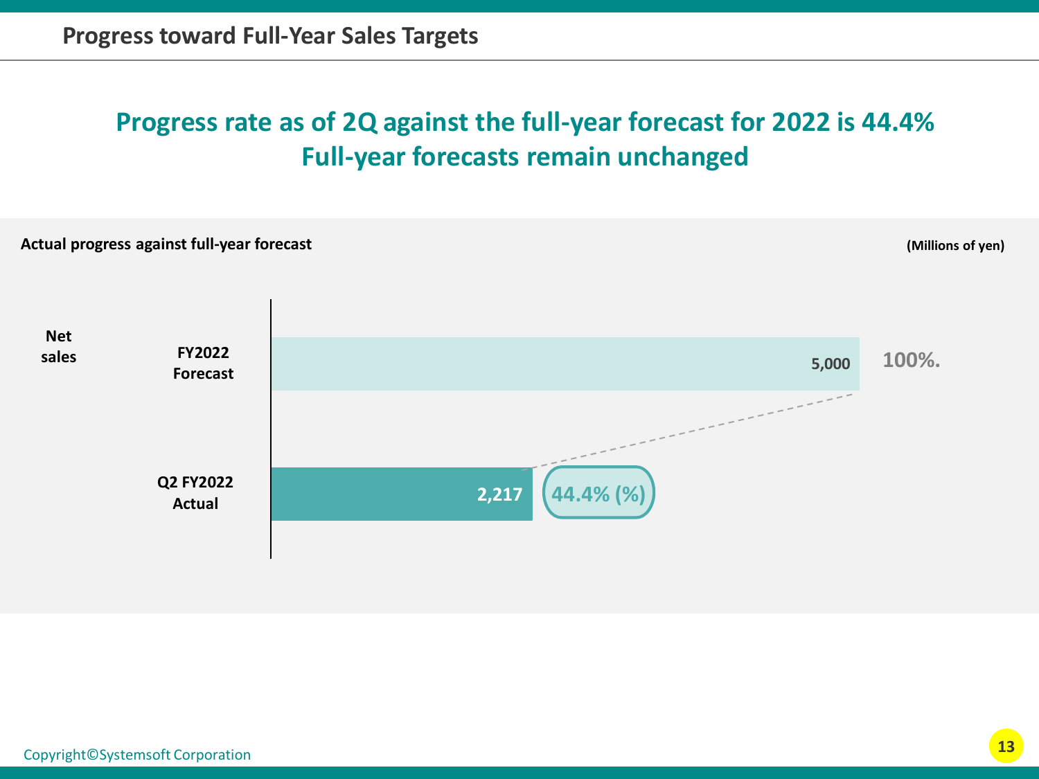# Progress toward Full-Year Sales Targets

## Progress rate as of 2Q against the full-year forecast for 2022 is 44.4%
## Full-year forecasts remain unchanged

**Actual progress against full-year forecast**

(Millions of yen)

| Net sales | | Amount | Progress |
|---|---|---|---|
| | FY2022 Forecast | 5,000 | 100%. |
| | Q2 FY2022 Actual | 2,217 | 44.4% (%) |

Copyright©Systemsoft Corporation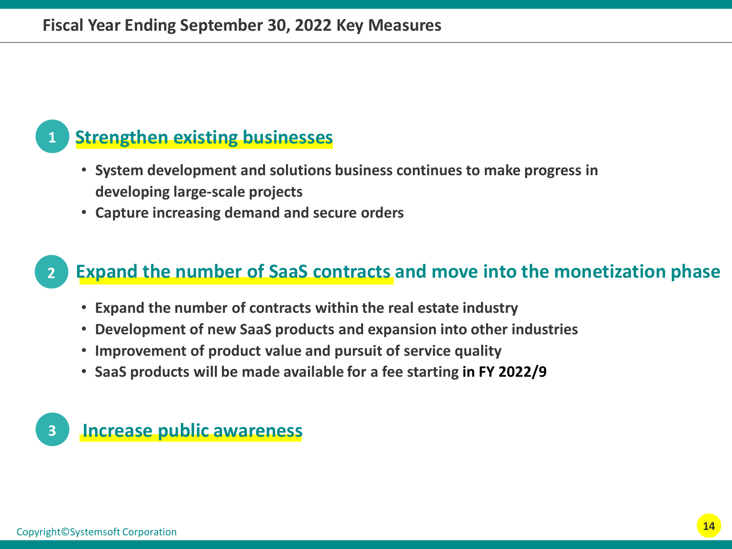# Fiscal Year Ending September 30, 2022 Key Measures

## 1 Strengthen existing businesses

- System development and solutions business continues to make progress in developing large-scale projects
- Capture increasing demand and secure orders

## 2 Expand the number of SaaS contracts and move into the monetization phase

- Expand the number of contracts within the real estate industry
- Development of new SaaS products and expansion into other industries
- Improvement of product value and pursuit of service quality
- SaaS products will be made available for a fee starting **in FY 2022/9**

## 3 Increase public awareness

Copyright©Systemsoft Corporation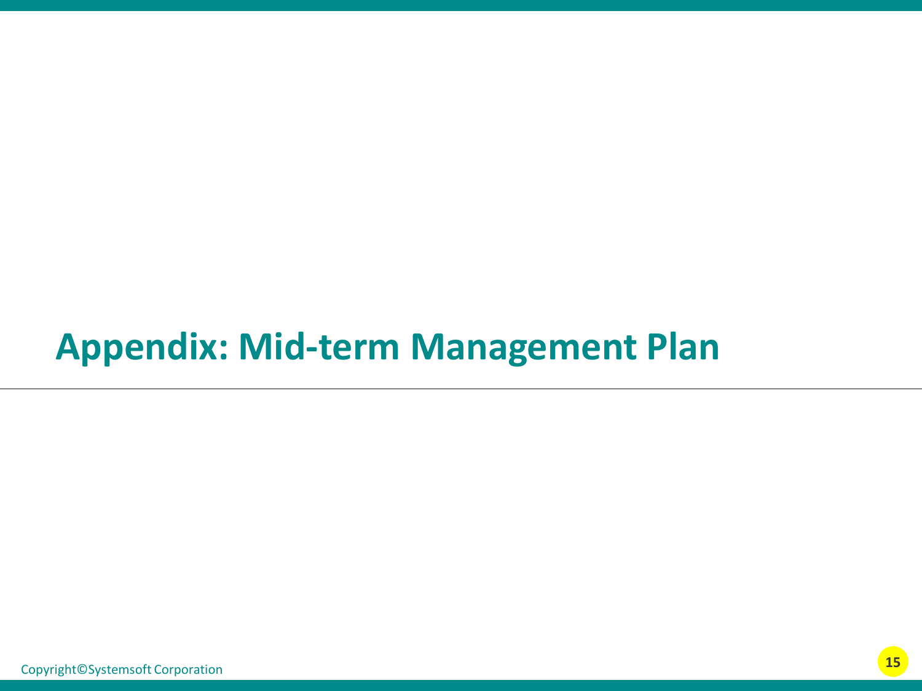# Appendix: Mid-term Management Plan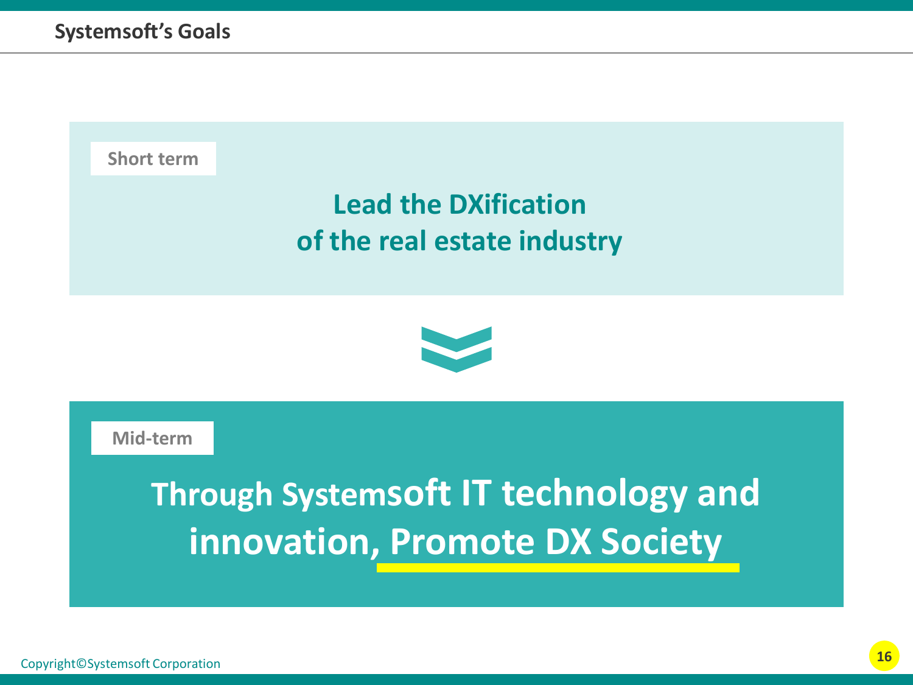# Systemsoft's Goals

**Short term**

**Lead the DXification of the real estate industry**

**Mid-term**

**Through Systemsoft IT technology and innovation, Promote DX Society**

Copyright©Systemsoft Corporation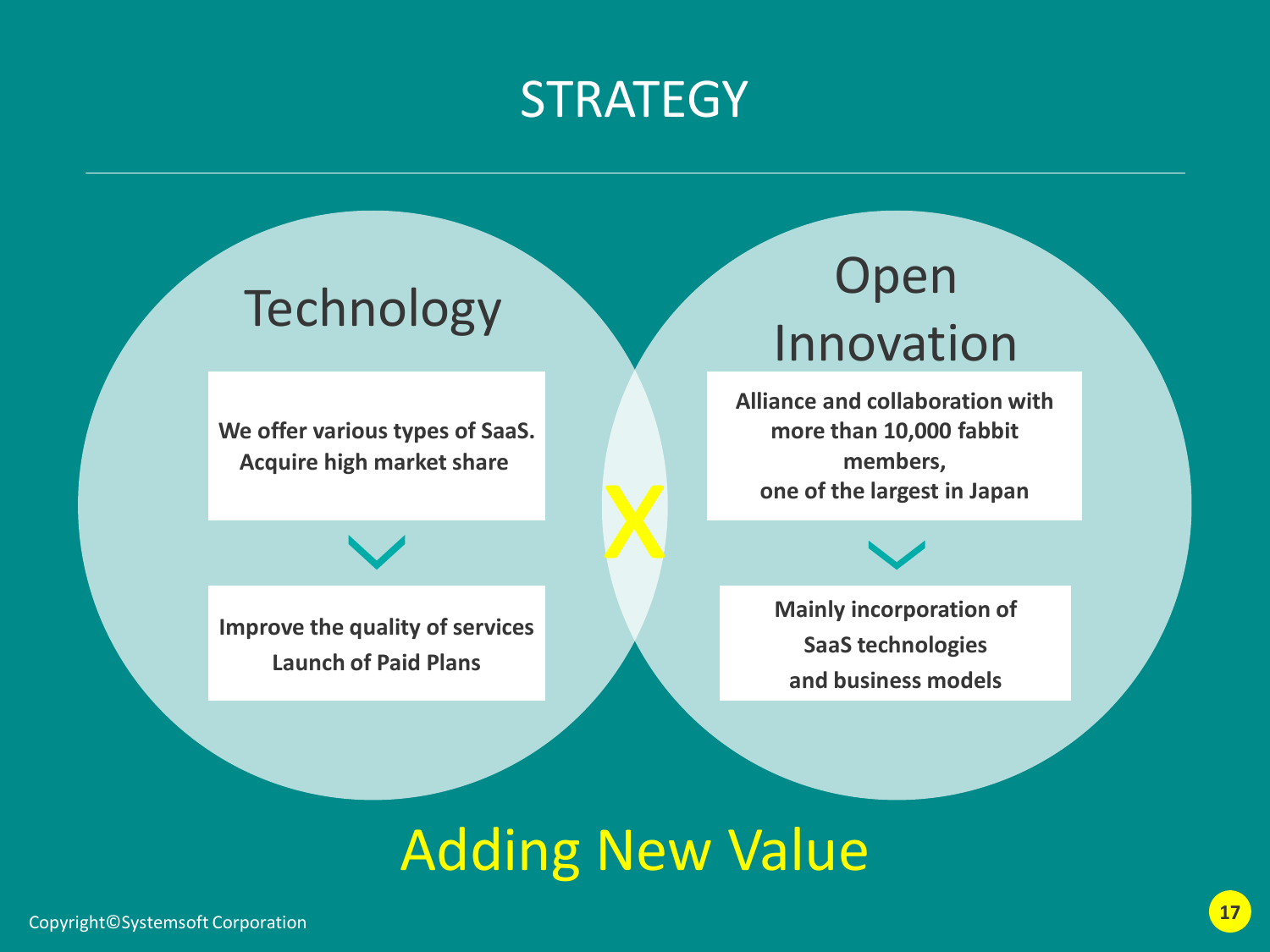# STRATEGY

## Technology

**We offer various types of SaaS.
Acquire high market share**

**Improve the quality of services
Launch of Paid Plans**

X

## Open Innovation

**Alliance and collaboration with more than 10,000 fabbit members,
one of the largest in Japan**

**Mainly incorporation of SaaS technologies and business models**

## Adding New Value

Copyright©Systemsoft Corporation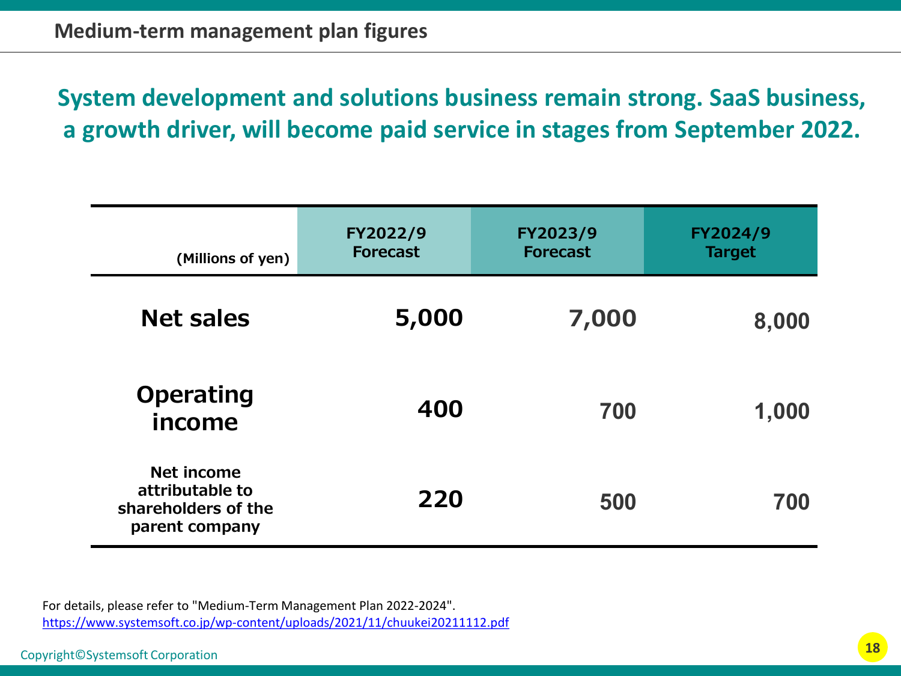## Medium-term management plan figures

**System development and solutions business remain strong. SaaS business, a growth driver, will become paid service in stages from September 2022.**

| (Millions of yen) | FY2022/9 Forecast | FY2023/9 Forecast | FY2024/9 Target |
|---|---|---|---|
| Net sales | 5,000 | 7,000 | 8,000 |
| Operating income | 400 | 700 | 1,000 |
| Net income attributable to shareholders of the parent company | 220 | 500 | 700 |

For details, please refer to "Medium-Term Management Plan 2022-2024".
https://www.systemsoft.co.jp/wp-content/uploads/2021/11/chuukei20211112.pdf

Copyright©Systemsoft Corporation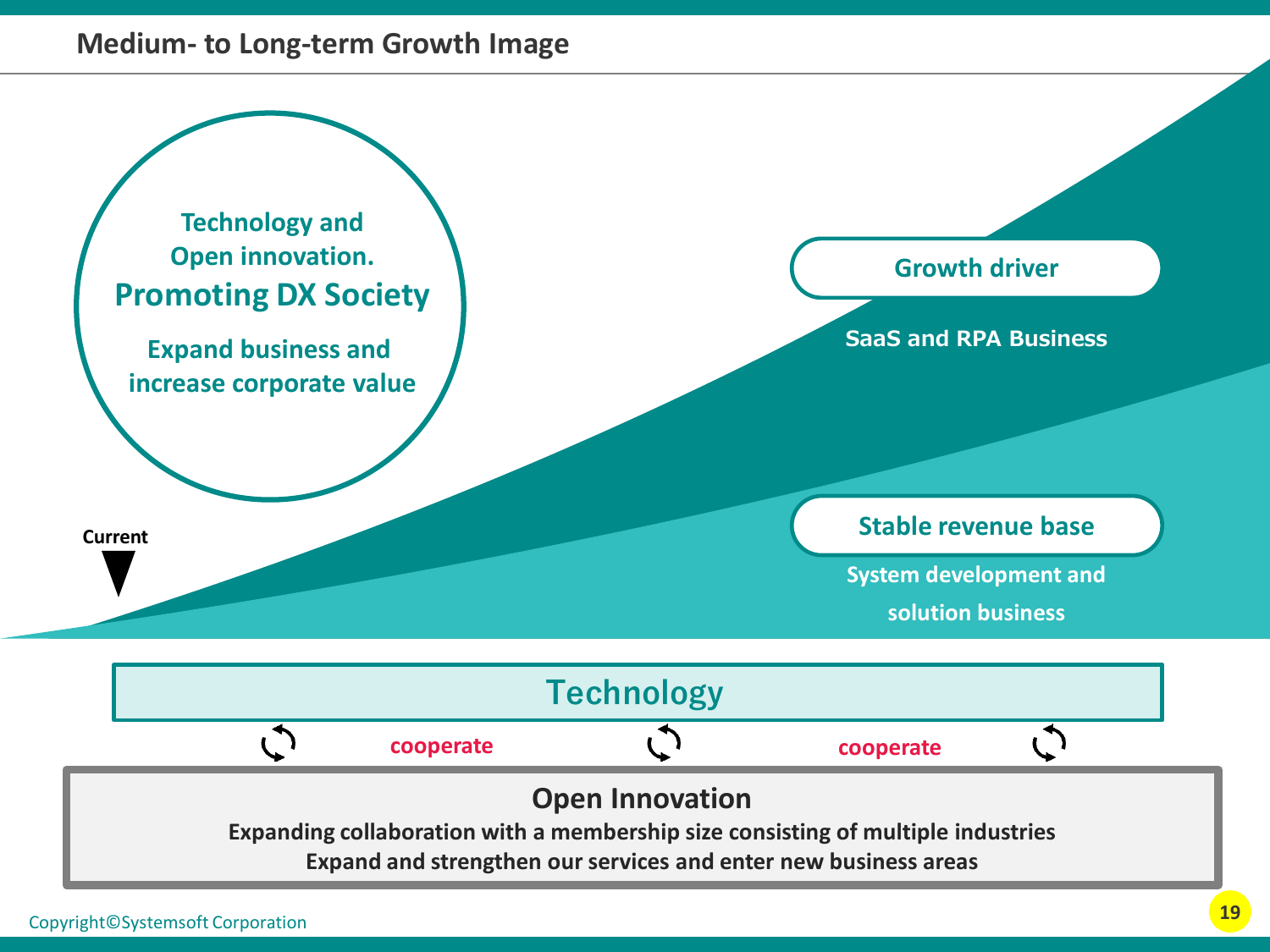# Medium- to Long-term Growth Image

**Technology and Open innovation.**
**Promoting DX Society**
**Expand business and increase corporate value**

Current

**Growth driver**

SaaS and RPA Business

**Stable revenue base**

System development and solution business

## Technology

cooperate　　cooperate

## Open Innovation

**Expanding collaboration with a membership size consisting of multiple industries**
**Expand and strengthen our services and enter new business areas**

Copyright©Systemsoft Corporation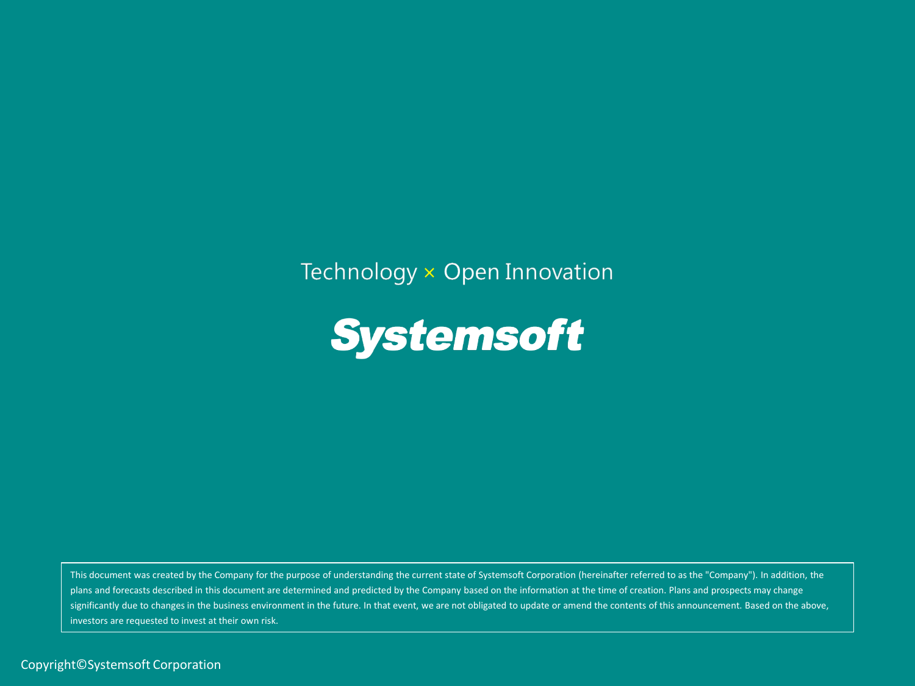Technology × Open Innovation

# Systemsoft

This document was created by the Company for the purpose of understanding the current state of Systemsoft Corporation (hereinafter referred to as the "Company"). In addition, the plans and forecasts described in this document are determined and predicted by the Company based on the information at the time of creation. Plans and prospects may change significantly due to changes in the business environment in the future. In that event, we are not obligated to update or amend the contents of this announcement. Based on the above, investors are requested to invest at their own risk.

Copyright©Systemsoft Corporation